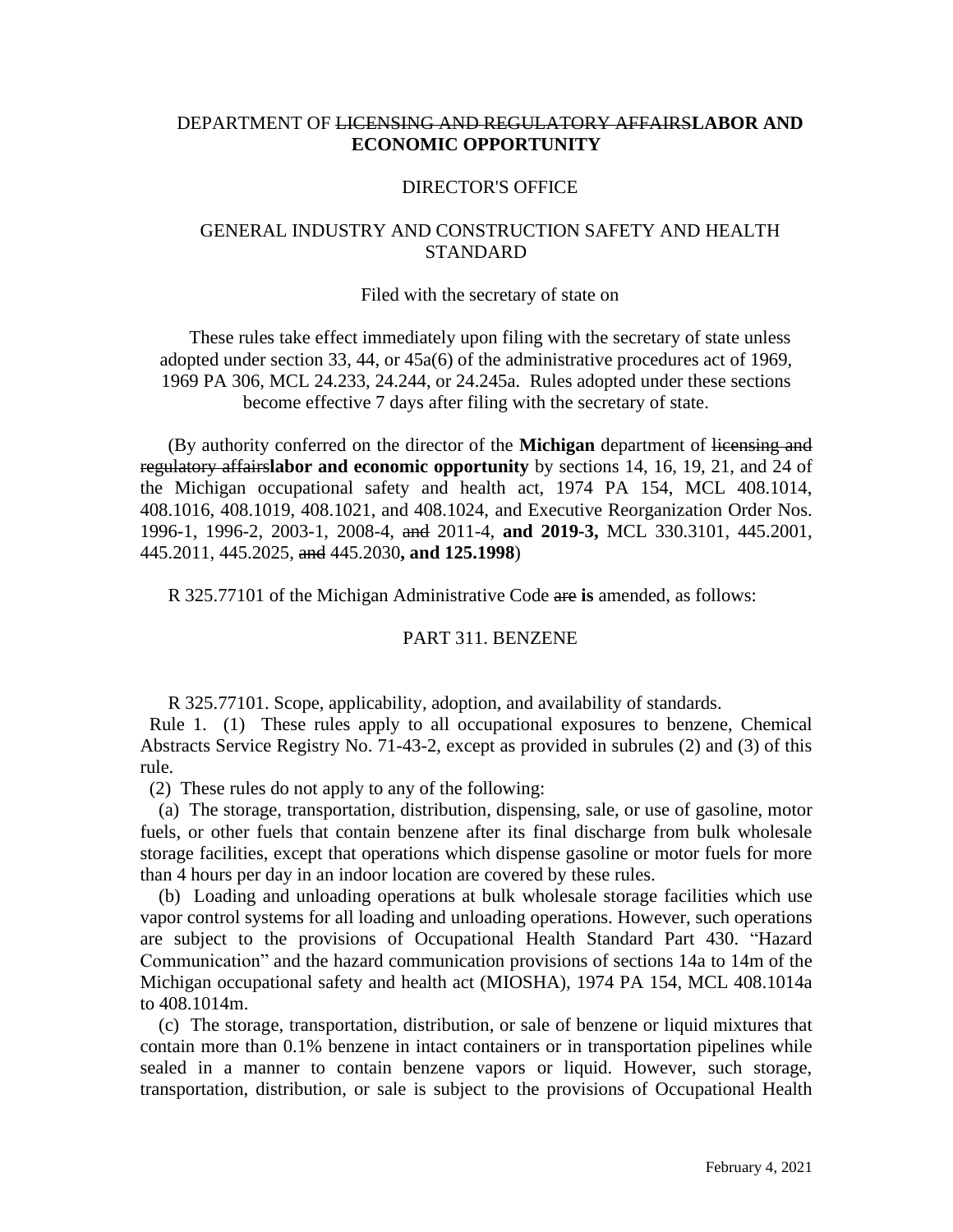DEPARTMENT OF ~~LICENSING AND REGULATORY AFFAIRS~~**LABOR AND ECONOMIC OPPORTUNITY**

DIRECTOR'S OFFICE

GENERAL INDUSTRY AND CONSTRUCTION SAFETY AND HEALTH STANDARD

Filed with the secretary of state on

These rules take effect immediately upon filing with the secretary of state unless adopted under section 33, 44, or 45a(6) of the administrative procedures act of 1969, 1969 PA 306, MCL 24.233, 24.244, or 24.245a. Rules adopted under these sections become effective 7 days after filing with the secretary of state.

(By authority conferred on the director of the **Michigan** department of ~~licensing and regulatory affairs~~**labor and economic opportunity** by sections 14, 16, 19, 21, and 24 of the Michigan occupational safety and health act, 1974 PA 154, MCL 408.1014, 408.1016, 408.1019, 408.1021, and 408.1024, and Executive Reorganization Order Nos. 1996-1, 1996-2, 2003-1, 2008-4, ~~and~~ 2011-4, **and 2019-3,** MCL 330.3101, 445.2001, 445.2011, 445.2025, ~~and~~ 445.2030**, and 125.1998**)

R 325.77101 of the Michigan Administrative Code ~~are~~ **is** amended, as follows:

PART 311. BENZENE

R 325.77101. Scope, applicability, adoption, and availability of standards.

Rule 1. (1) These rules apply to all occupational exposures to benzene, Chemical Abstracts Service Registry No. 71-43-2, except as provided in subrules (2) and (3) of this rule.

(2) These rules do not apply to any of the following:

(a) The storage, transportation, distribution, dispensing, sale, or use of gasoline, motor fuels, or other fuels that contain benzene after its final discharge from bulk wholesale storage facilities, except that operations which dispense gasoline or motor fuels for more than 4 hours per day in an indoor location are covered by these rules.

(b) Loading and unloading operations at bulk wholesale storage facilities which use vapor control systems for all loading and unloading operations. However, such operations are subject to the provisions of Occupational Health Standard Part 430. "Hazard Communication" and the hazard communication provisions of sections 14a to 14m of the Michigan occupational safety and health act (MIOSHA), 1974 PA 154, MCL 408.1014a to 408.1014m.

(c) The storage, transportation, distribution, or sale of benzene or liquid mixtures that contain more than 0.1% benzene in intact containers or in transportation pipelines while sealed in a manner to contain benzene vapors or liquid. However, such storage, transportation, distribution, or sale is subject to the provisions of Occupational Health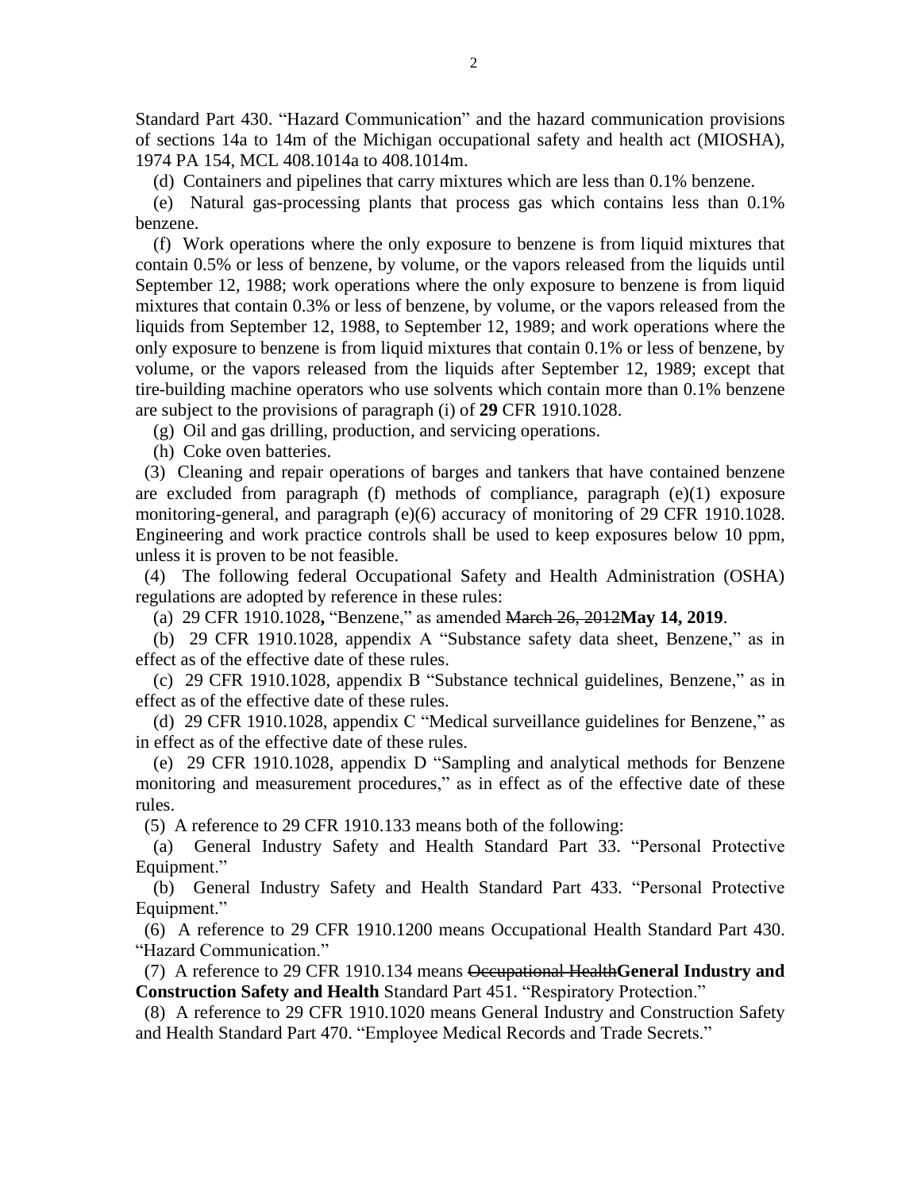Standard Part 430. “Hazard Communication” and the hazard communication provisions of sections 14a to 14m of the Michigan occupational safety and health act (MIOSHA), 1974 PA 154, MCL 408.1014a to 408.1014m.

(d) Containers and pipelines that carry mixtures which are less than 0.1% benzene.

(e) Natural gas-processing plants that process gas which contains less than 0.1% benzene.

(f) Work operations where the only exposure to benzene is from liquid mixtures that contain 0.5% or less of benzene, by volume, or the vapors released from the liquids until September 12, 1988; work operations where the only exposure to benzene is from liquid mixtures that contain 0.3% or less of benzene, by volume, or the vapors released from the liquids from September 12, 1988, to September 12, 1989; and work operations where the only exposure to benzene is from liquid mixtures that contain 0.1% or less of benzene, by volume, or the vapors released from the liquids after September 12, 1989; except that tire-building machine operators who use solvents which contain more than 0.1% benzene are subject to the provisions of paragraph (i) of **29** CFR 1910.1028.

(g) Oil and gas drilling, production, and servicing operations.

(h) Coke oven batteries.

(3) Cleaning and repair operations of barges and tankers that have contained benzene are excluded from paragraph (f) methods of compliance, paragraph (e)(1) exposure monitoring-general, and paragraph (e)(6) accuracy of monitoring of 29 CFR 1910.1028. Engineering and work practice controls shall be used to keep exposures below 10 ppm, unless it is proven to be not feasible.

(4) The following federal Occupational Safety and Health Administration (OSHA) regulations are adopted by reference in these rules:

(a) 29 CFR 1910.1028**,** “Benzene,” as amended ~~March 26, 2012~~**May 14, 2019**.

(b) 29 CFR 1910.1028, appendix A “Substance safety data sheet, Benzene,” as in effect as of the effective date of these rules.

(c) 29 CFR 1910.1028, appendix B “Substance technical guidelines, Benzene,” as in effect as of the effective date of these rules.

(d) 29 CFR 1910.1028, appendix C “Medical surveillance guidelines for Benzene,” as in effect as of the effective date of these rules.

(e) 29 CFR 1910.1028, appendix D “Sampling and analytical methods for Benzene monitoring and measurement procedures,” as in effect as of the effective date of these rules.

(5) A reference to 29 CFR 1910.133 means both of the following:

(a) General Industry Safety and Health Standard Part 33. “Personal Protective Equipment.”

(b) General Industry Safety and Health Standard Part 433. “Personal Protective Equipment.”

(6) A reference to 29 CFR 1910.1200 means Occupational Health Standard Part 430. “Hazard Communication.”

(7) A reference to 29 CFR 1910.134 means ~~Occupational Health~~**General Industry and Construction Safety and Health** Standard Part 451. “Respiratory Protection.”

(8) A reference to 29 CFR 1910.1020 means General Industry and Construction Safety and Health Standard Part 470. “Employee Medical Records and Trade Secrets.”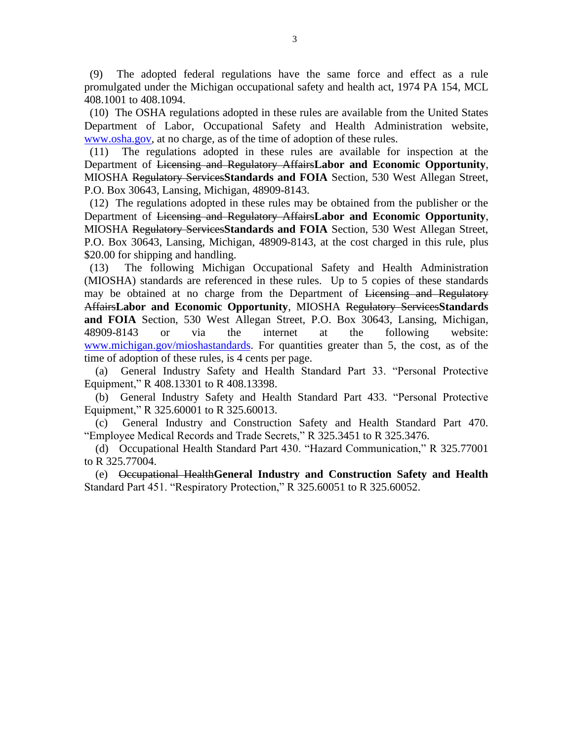(9) The adopted federal regulations have the same force and effect as a rule promulgated under the Michigan occupational safety and health act, 1974 PA 154, MCL 408.1001 to 408.1094.

(10) The OSHA regulations adopted in these rules are available from the United States Department of Labor, Occupational Safety and Health Administration website, www.osha.gov, at no charge, as of the time of adoption of these rules.

(11) The regulations adopted in these rules are available for inspection at the Department of ~~Licensing and Regulatory Affairs~~**Labor and Economic Opportunity**, MIOSHA ~~Regulatory Services~~**Standards and FOIA** Section, 530 West Allegan Street, P.O. Box 30643, Lansing, Michigan, 48909-8143.

(12) The regulations adopted in these rules may be obtained from the publisher or the Department of ~~Licensing and Regulatory Affairs~~**Labor and Economic Opportunity**, MIOSHA ~~Regulatory Services~~**Standards and FOIA** Section, 530 West Allegan Street, P.O. Box 30643, Lansing, Michigan, 48909-8143, at the cost charged in this rule, plus $20.00 for shipping and handling.

(13) The following Michigan Occupational Safety and Health Administration (MIOSHA) standards are referenced in these rules. Up to 5 copies of these standards may be obtained at no charge from the Department of ~~Licensing and Regulatory Affairs~~**Labor and Economic Opportunity**, MIOSHA ~~Regulatory Services~~**Standards and FOIA** Section, 530 West Allegan Street, P.O. Box 30643, Lansing, Michigan, 48909-8143 or via the internet at the following website: www.michigan.gov/mioshastandards. For quantities greater than 5, the cost, as of the time of adoption of these rules, is 4 cents per page.

(a) General Industry Safety and Health Standard Part 33. "Personal Protective Equipment," R 408.13301 to R 408.13398.

(b) General Industry Safety and Health Standard Part 433. "Personal Protective Equipment," R 325.60001 to R 325.60013.

(c) General Industry and Construction Safety and Health Standard Part 470. "Employee Medical Records and Trade Secrets," R 325.3451 to R 325.3476.

(d) Occupational Health Standard Part 430. "Hazard Communication," R 325.77001 to R 325.77004.

(e) ~~Occupational Health~~**General Industry and Construction Safety and Health** Standard Part 451. "Respiratory Protection," R 325.60051 to R 325.60052.